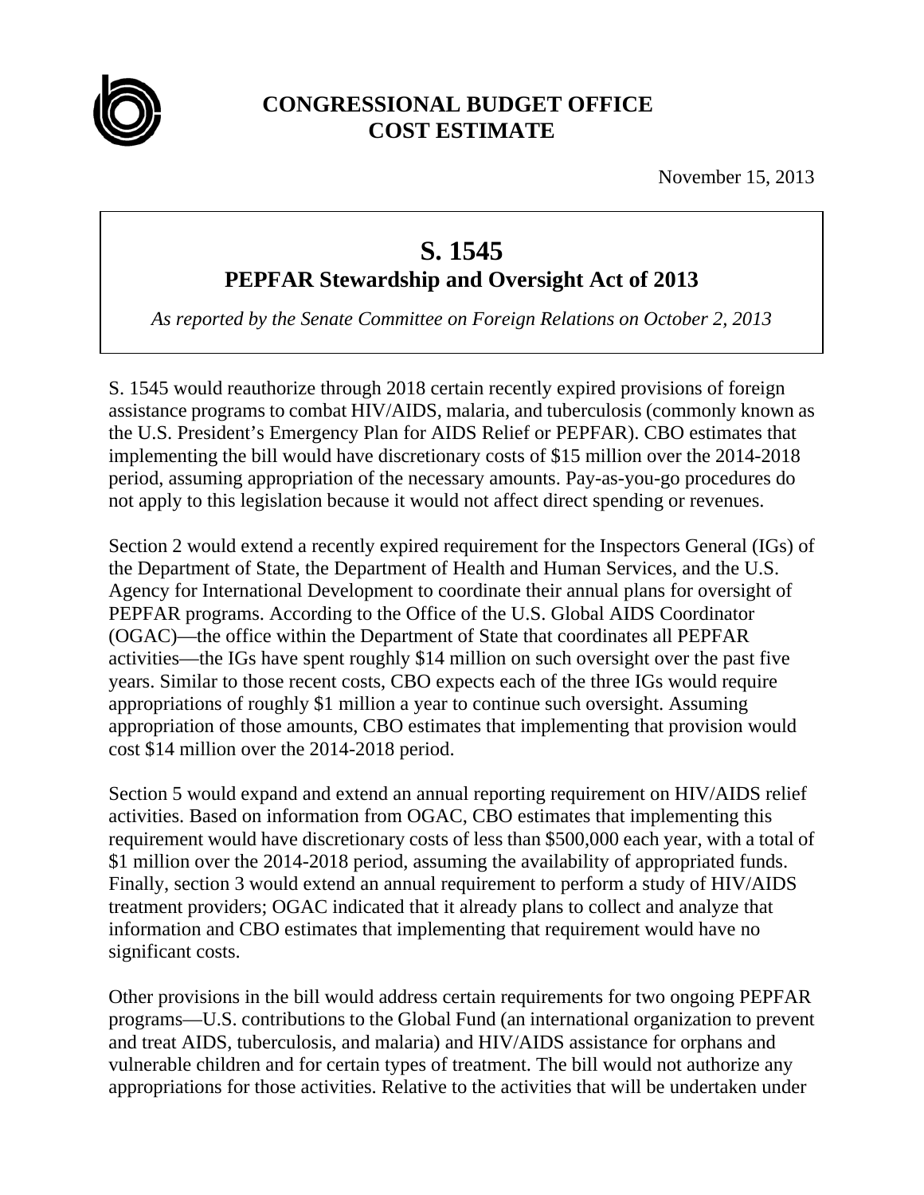# CONGRESSIONAL BUDGET OFFICE
# COST ESTIMATE

November 15, 2013

## S. 1545
## PEPFAR Stewardship and Oversight Act of 2013

*As reported by the Senate Committee on Foreign Relations on October 2, 2013*

S. 1545 would reauthorize through 2018 certain recently expired provisions of foreign assistance programs to combat HIV/AIDS, malaria, and tuberculosis (commonly known as the U.S. President's Emergency Plan for AIDS Relief or PEPFAR). CBO estimates that implementing the bill would have discretionary costs of $15 million over the 2014-2018 period, assuming appropriation of the necessary amounts. Pay-as-you-go procedures do not apply to this legislation because it would not affect direct spending or revenues.

Section 2 would extend a recently expired requirement for the Inspectors General (IGs) of the Department of State, the Department of Health and Human Services, and the U.S. Agency for International Development to coordinate their annual plans for oversight of PEPFAR programs. According to the Office of the U.S. Global AIDS Coordinator (OGAC)—the office within the Department of State that coordinates all PEPFAR activities—the IGs have spent roughly $14 million on such oversight over the past five years. Similar to those recent costs, CBO expects each of the three IGs would require appropriations of roughly $1 million a year to continue such oversight. Assuming appropriation of those amounts, CBO estimates that implementing that provision would cost $14 million over the 2014-2018 period.

Section 5 would expand and extend an annual reporting requirement on HIV/AIDS relief activities. Based on information from OGAC, CBO estimates that implementing this requirement would have discretionary costs of less than $500,000 each year, with a total of $1 million over the 2014-2018 period, assuming the availability of appropriated funds. Finally, section 3 would extend an annual requirement to perform a study of HIV/AIDS treatment providers; OGAC indicated that it already plans to collect and analyze that information and CBO estimates that implementing that requirement would have no significant costs.

Other provisions in the bill would address certain requirements for two ongoing PEPFAR programs—U.S. contributions to the Global Fund (an international organization to prevent and treat AIDS, tuberculosis, and malaria) and HIV/AIDS assistance for orphans and vulnerable children and for certain types of treatment. The bill would not authorize any appropriations for those activities. Relative to the activities that will be undertaken under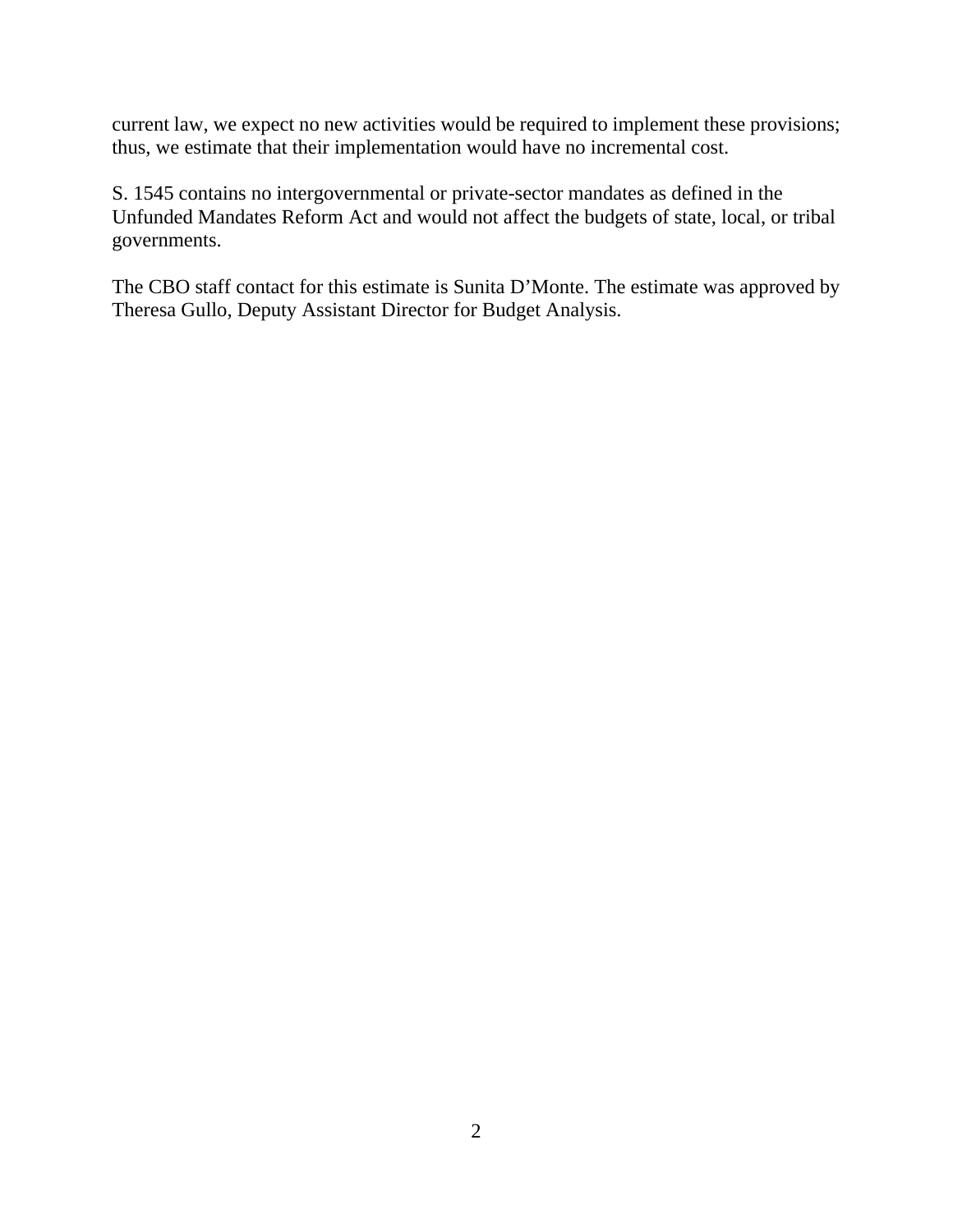current law, we expect no new activities would be required to implement these provisions; thus, we estimate that their implementation would have no incremental cost.

S. 1545 contains no intergovernmental or private-sector mandates as defined in the Unfunded Mandates Reform Act and would not affect the budgets of state, local, or tribal governments.

The CBO staff contact for this estimate is Sunita D'Monte. The estimate was approved by Theresa Gullo, Deputy Assistant Director for Budget Analysis.